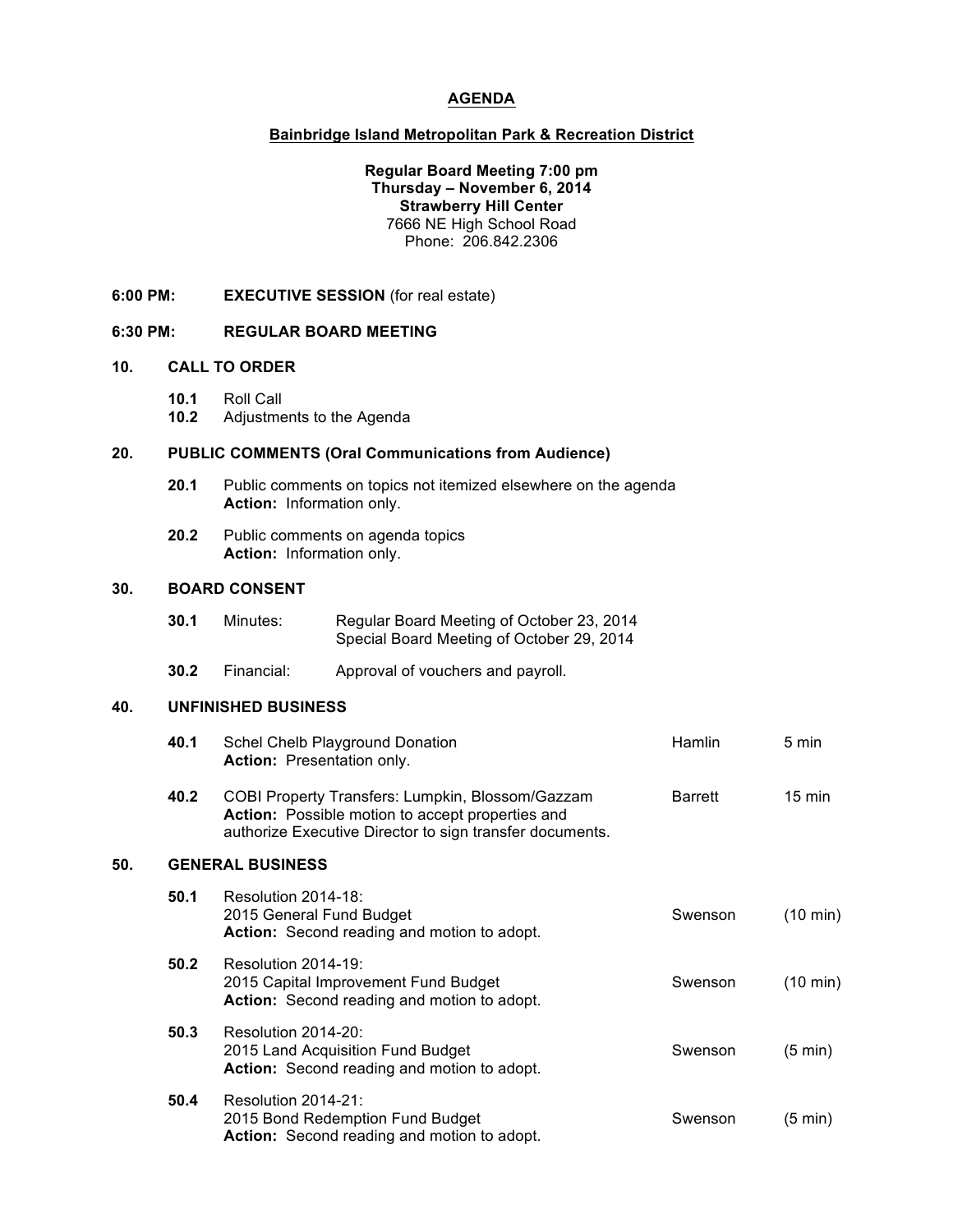# AGENDA

## Bainbridge Island Metropolitan Park & Recreation District

**Regular Board Meeting 7:00 pm**
**Thursday – November 6, 2014**
**Strawberry Hill Center**
7666 NE High School Road
Phone: 206.842.2306

**6:00 PM: EXECUTIVE SESSION** (for real estate)

**6:30 PM: REGULAR BOARD MEETING**

**10. CALL TO ORDER**

- **10.1** Roll Call
- **10.2** Adjustments to the Agenda

**20. PUBLIC COMMENTS (Oral Communications from Audience)**

- **20.1** Public comments on topics not itemized elsewhere on the agenda
  **Action:** Information only.
- **20.2** Public comments on agenda topics
  **Action:** Information only.

**30. BOARD CONSENT**

- **30.1** Minutes: Regular Board Meeting of October 23, 2014
  Special Board Meeting of October 29, 2014
- **30.2** Financial: Approval of vouchers and payroll.

**40. UNFINISHED BUSINESS**

| | Item | Presenter | Time |
|---|---|---|---|
| **40.1** | Schel Chelb Playground Donation<br>**Action:** Presentation only. | Hamlin | 5 min |
| **40.2** | COBI Property Transfers: Lumpkin, Blossom/Gazzam<br>**Action:** Possible motion to accept properties and authorize Executive Director to sign transfer documents. | Barrett | 15 min |

**50. GENERAL BUSINESS**

| | Item | Presenter | Time |
|---|---|---|---|
| **50.1** | Resolution 2014-18:<br>2015 General Fund Budget<br>**Action:** Second reading and motion to adopt. | Swenson | (10 min) |
| **50.2** | Resolution 2014-19:<br>2015 Capital Improvement Fund Budget<br>**Action:** Second reading and motion to adopt. | Swenson | (10 min) |
| **50.3** | Resolution 2014-20:<br>2015 Land Acquisition Fund Budget<br>**Action:** Second reading and motion to adopt. | Swenson | (5 min) |
| **50.4** | Resolution 2014-21:<br>2015 Bond Redemption Fund Budget<br>**Action:** Second reading and motion to adopt. | Swenson | (5 min) |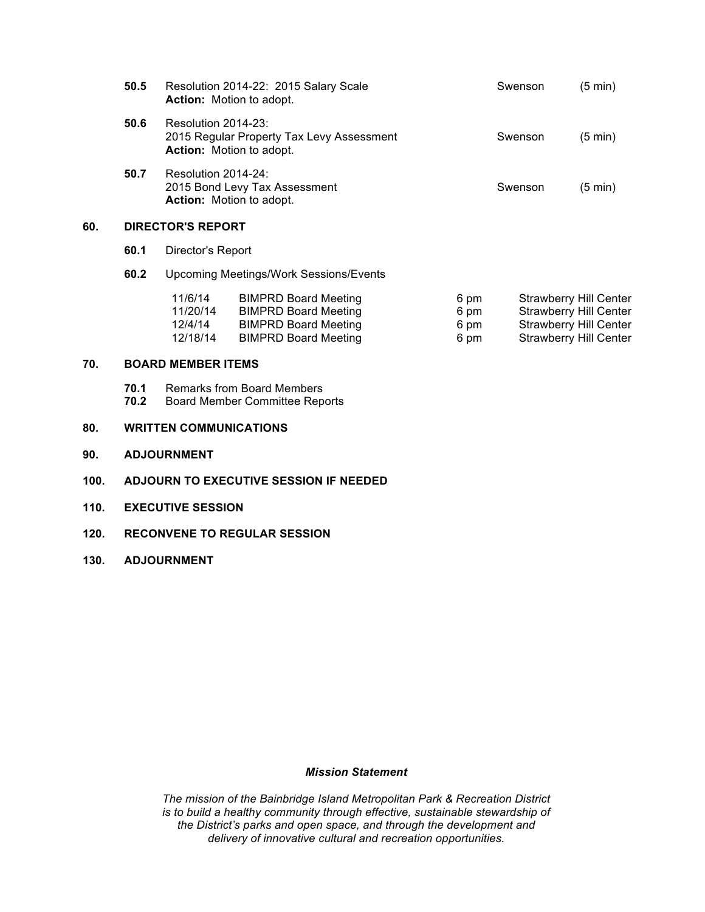**50.5** Resolution 2014-22: 2015 Salary Scale — Swenson (5 min)
**Action:** Motion to adopt.

**50.6** Resolution 2014-23:
2015 Regular Property Tax Levy Assessment — Swenson (5 min)
**Action:** Motion to adopt.

**50.7** Resolution 2014-24:
2015 Bond Levy Tax Assessment — Swenson (5 min)
**Action:** Motion to adopt.

## 60. DIRECTOR'S REPORT

**60.1** Director's Report

**60.2** Upcoming Meetings/Work Sessions/Events

| | | | |
|---|---|---|---|
| 11/6/14 | BIMPRD Board Meeting | 6 pm | Strawberry Hill Center |
| 11/20/14 | BIMPRD Board Meeting | 6 pm | Strawberry Hill Center |
| 12/4/14 | BIMPRD Board Meeting | 6 pm | Strawberry Hill Center |
| 12/18/14 | BIMPRD Board Meeting | 6 pm | Strawberry Hill Center |

## 70. BOARD MEMBER ITEMS

**70.1** Remarks from Board Members
**70.2** Board Member Committee Reports

## 80. WRITTEN COMMUNICATIONS

## 90. ADJOURNMENT

## 100. ADJOURN TO EXECUTIVE SESSION IF NEEDED

## 110. EXECUTIVE SESSION

## 120. RECONVENE TO REGULAR SESSION

## 130. ADJOURNMENT

***Mission Statement***

*The mission of the Bainbridge Island Metropolitan Park & Recreation District is to build a healthy community through effective, sustainable stewardship of the District's parks and open space, and through the development and delivery of innovative cultural and recreation opportunities.*